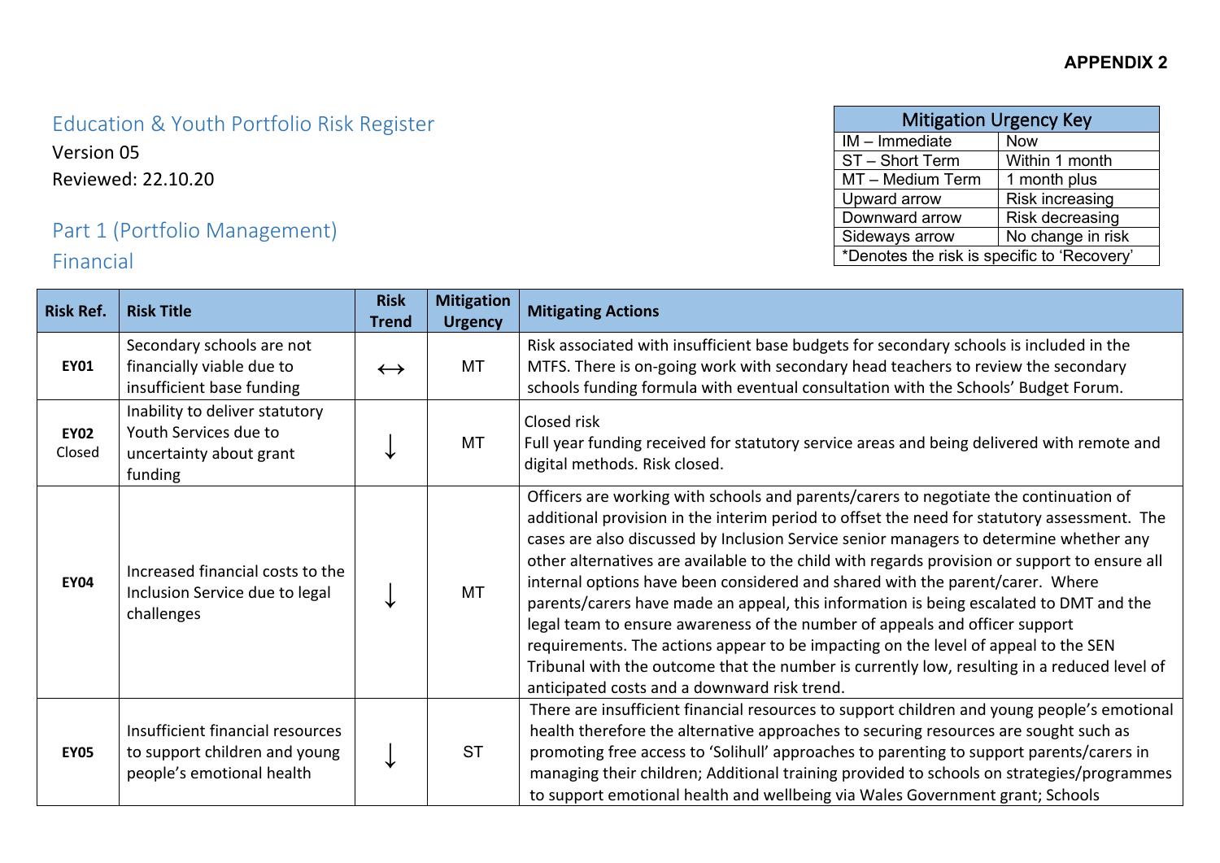**APPENDIX 2**

# Education & Youth Portfolio Risk Register

Version 05

Reviewed: 22.10.20

| Mitigation Urgency Key | |
|---|---|
| IM – Immediate | Now |
| ST – Short Term | Within 1 month |
| MT – Medium Term | 1 month plus |
| Upward arrow | Risk increasing |
| Downward arrow | Risk decreasing |
| Sideways arrow | No change in risk |
| *Denotes the risk is specific to 'Recovery' | |

## Part 1 (Portfolio Management)

## Financial

| Risk Ref. | Risk Title | Risk Trend | Mitigation Urgency | Mitigating Actions |
|---|---|---|---|---|
| **EY01** | Secondary schools are not financially viable due to insufficient base funding | ↔ | MT | Risk associated with insufficient base budgets for secondary schools is included in the MTFS. There is on-going work with secondary head teachers to review the secondary schools funding formula with eventual consultation with the Schools' Budget Forum. |
| **EY02** Closed | Inability to deliver statutory Youth Services due to uncertainty about grant funding | ↓ | MT | Closed risk<br>Full year funding received for statutory service areas and being delivered with remote and digital methods. Risk closed. |
| **EY04** | Increased financial costs to the Inclusion Service due to legal challenges | ↓ | MT | Officers are working with schools and parents/carers to negotiate the continuation of additional provision in the interim period to offset the need for statutory assessment. The cases are also discussed by Inclusion Service senior managers to determine whether any other alternatives are available to the child with regards provision or support to ensure all internal options have been considered and shared with the parent/carer. Where parents/carers have made an appeal, this information is being escalated to DMT and the legal team to ensure awareness of the number of appeals and officer support requirements. The actions appear to be impacting on the level of appeal to the SEN Tribunal with the outcome that the number is currently low, resulting in a reduced level of anticipated costs and a downward risk trend. |
| **EY05** | Insufficient financial resources to support children and young people's emotional health | ↓ | ST | There are insufficient financial resources to support children and young people's emotional health therefore the alternative approaches to securing resources are sought such as promoting free access to 'Solihull' approaches to parenting to support parents/carers in managing their children; Additional training provided to schools on strategies/programmes to support emotional health and wellbeing via Wales Government grant; Schools |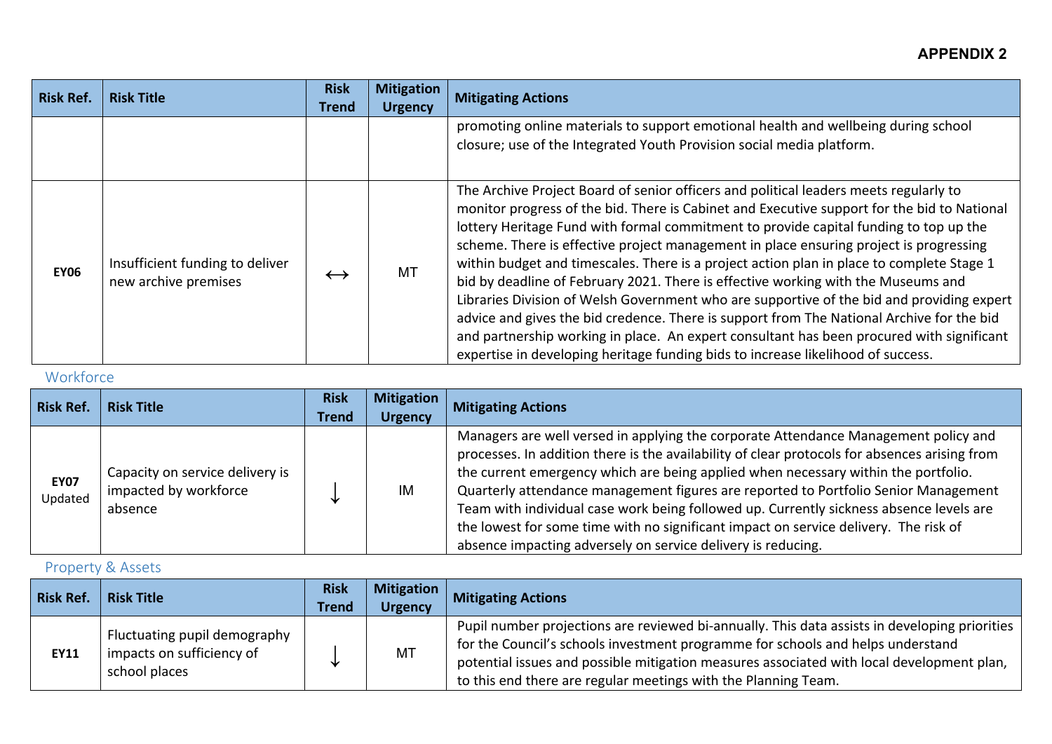**APPENDIX 2**

| Risk Ref. | Risk Title | Risk Trend | Mitigation Urgency | Mitigating Actions |
|---|---|---|---|---|
| | | | | promoting online materials to support emotional health and wellbeing during school closure; use of the Integrated Youth Provision social media platform. |
| **EY06** | Insufficient funding to deliver new archive premises | ↔ | MT | The Archive Project Board of senior officers and political leaders meets regularly to monitor progress of the bid. There is Cabinet and Executive support for the bid to National lottery Heritage Fund with formal commitment to provide capital funding to top up the scheme. There is effective project management in place ensuring project is progressing within budget and timescales. There is a project action plan in place to complete Stage 1 bid by deadline of February 2021. There is effective working with the Museums and Libraries Division of Welsh Government who are supportive of the bid and providing expert advice and gives the bid credence. There is support from The National Archive for the bid and partnership working in place. An expert consultant has been procured with significant expertise in developing heritage funding bids to increase likelihood of success. |

## Workforce

| Risk Ref. | Risk Title | Risk Trend | Mitigation Urgency | Mitigating Actions |
|---|---|---|---|---|
| **EY07** Updated | Capacity on service delivery is impacted by workforce absence | ↓ | IM | Managers are well versed in applying the corporate Attendance Management policy and processes. In addition there is the availability of clear protocols for absences arising from the current emergency which are being applied when necessary within the portfolio. Quarterly attendance management figures are reported to Portfolio Senior Management Team with individual case work being followed up. Currently sickness absence levels are the lowest for some time with no significant impact on service delivery. The risk of absence impacting adversely on service delivery is reducing. |

## Property & Assets

| Risk Ref. | Risk Title | Risk Trend | Mitigation Urgency | Mitigating Actions |
|---|---|---|---|---|
| **EY11** | Fluctuating pupil demography impacts on sufficiency of school places | ↓ | MT | Pupil number projections are reviewed bi-annually. This data assists in developing priorities for the Council's schools investment programme for schools and helps understand potential issues and possible mitigation measures associated with local development plan, to this end there are regular meetings with the Planning Team. |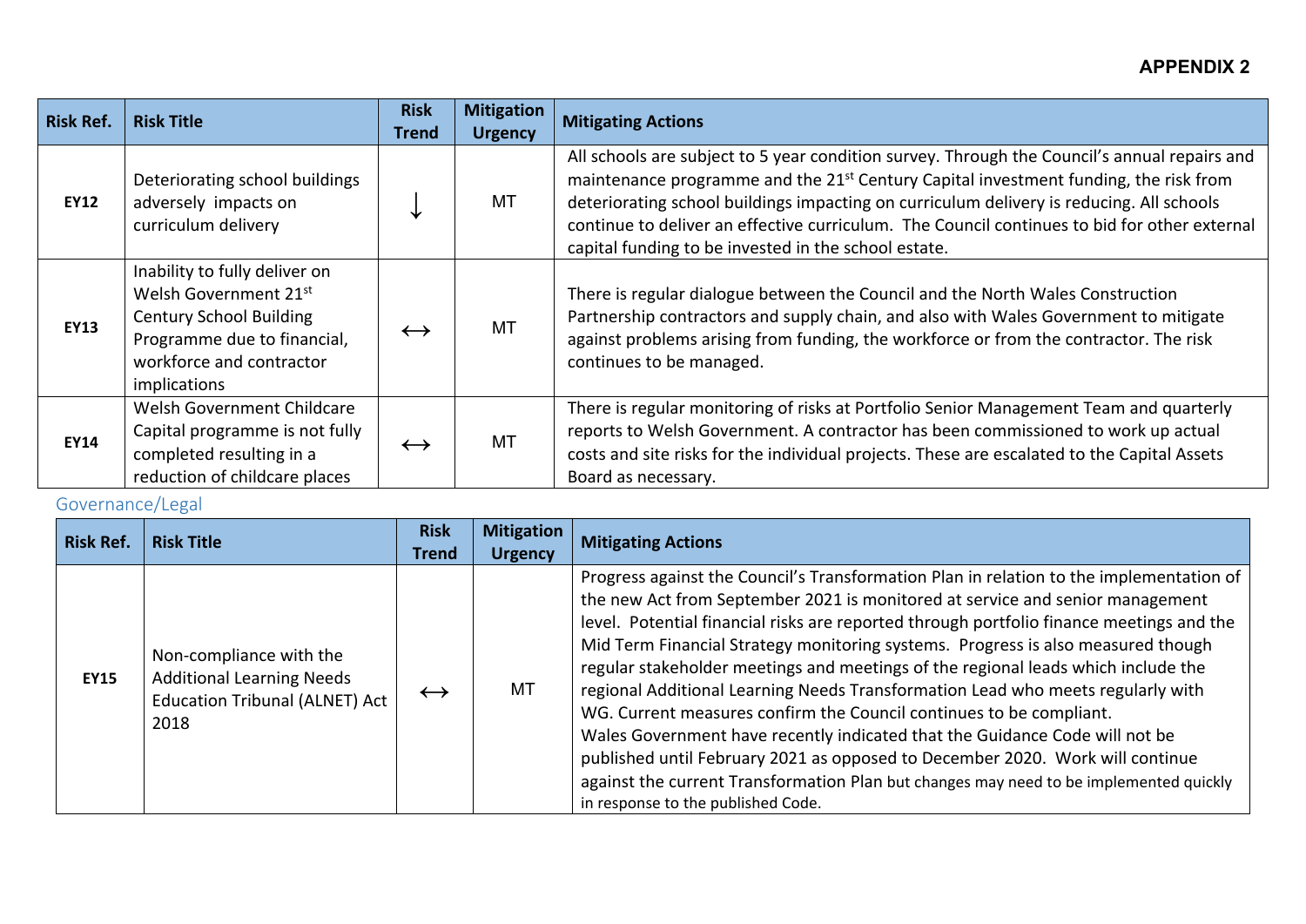**APPENDIX 2**

| Risk Ref. | Risk Title | Risk Trend | Mitigation Urgency | Mitigating Actions |
|---|---|---|---|---|
| **EY12** | Deteriorating school buildings adversely impacts on curriculum delivery | ↓ | MT | All schools are subject to 5 year condition survey. Through the Council's annual repairs and maintenance programme and the 21st Century Capital investment funding, the risk from deteriorating school buildings impacting on curriculum delivery is reducing. All schools continue to deliver an effective curriculum. The Council continues to bid for other external capital funding to be invested in the school estate. |
| **EY13** | Inability to fully deliver on Welsh Government 21st Century School Building Programme due to financial, workforce and contractor implications | ↔ | MT | There is regular dialogue between the Council and the North Wales Construction Partnership contractors and supply chain, and also with Wales Government to mitigate against problems arising from funding, the workforce or from the contractor. The risk continues to be managed. |
| **EY14** | Welsh Government Childcare Capital programme is not fully completed resulting in a reduction of childcare places | ↔ | MT | There is regular monitoring of risks at Portfolio Senior Management Team and quarterly reports to Welsh Government. A contractor has been commissioned to work up actual costs and site risks for the individual projects. These are escalated to the Capital Assets Board as necessary. |

## Governance/Legal

| Risk Ref. | Risk Title | Risk Trend | Mitigation Urgency | Mitigating Actions |
|---|---|---|---|---|
| **EY15** | Non-compliance with the Additional Learning Needs Education Tribunal (ALNET) Act 2018 | ↔ | MT | Progress against the Council's Transformation Plan in relation to the implementation of the new Act from September 2021 is monitored at service and senior management level. Potential financial risks are reported through portfolio finance meetings and the Mid Term Financial Strategy monitoring systems. Progress is also measured though regular stakeholder meetings and meetings of the regional leads which include the regional Additional Learning Needs Transformation Lead who meets regularly with WG. Current measures confirm the Council continues to be compliant. Wales Government have recently indicated that the Guidance Code will not be published until February 2021 as opposed to December 2020. Work will continue against the current Transformation Plan but changes may need to be implemented quickly in response to the published Code. |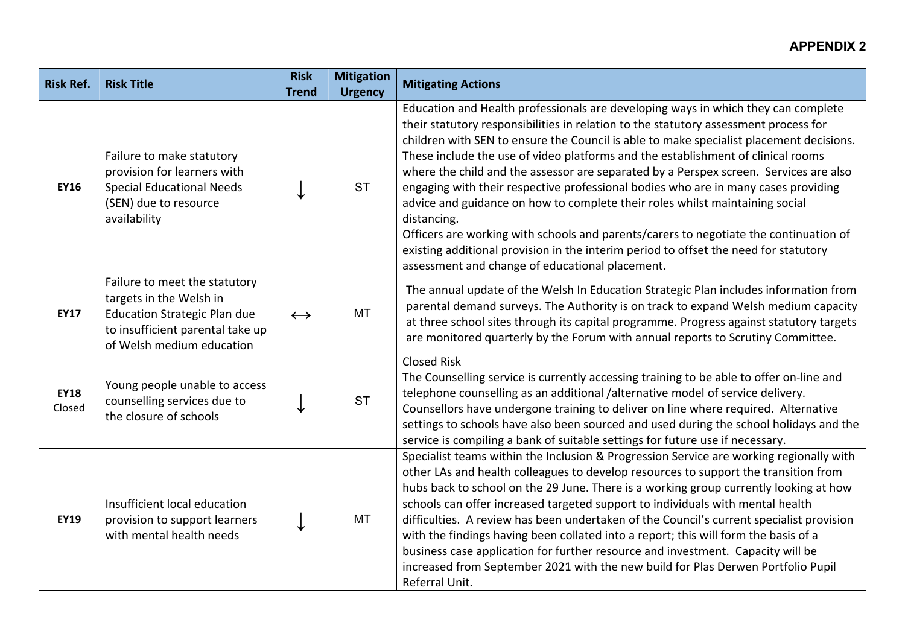**APPENDIX 2**

| Risk Ref. | Risk Title | Risk Trend | Mitigation Urgency | Mitigating Actions |
|---|---|---|---|---|
| **EY16** | Failure to make statutory provision for learners with Special Educational Needs (SEN) due to resource availability | ↓ | ST | Education and Health professionals are developing ways in which they can complete their statutory responsibilities in relation to the statutory assessment process for children with SEN to ensure the Council is able to make specialist placement decisions. These include the use of video platforms and the establishment of clinical rooms where the child and the assessor are separated by a Perspex screen. Services are also engaging with their respective professional bodies who are in many cases providing advice and guidance on how to complete their roles whilst maintaining social distancing.<br>Officers are working with schools and parents/carers to negotiate the continuation of existing additional provision in the interim period to offset the need for statutory assessment and change of educational placement. |
| **EY17** | Failure to meet the statutory targets in the Welsh in Education Strategic Plan due to insufficient parental take up of Welsh medium education | ↔ | MT | The annual update of the Welsh In Education Strategic Plan includes information from parental demand surveys. The Authority is on track to expand Welsh medium capacity at three school sites through its capital programme. Progress against statutory targets are monitored quarterly by the Forum with annual reports to Scrutiny Committee. |
| **EY18** Closed | Young people unable to access counselling services due to the closure of schools | ↓ | ST | Closed Risk<br>The Counselling service is currently accessing training to be able to offer on-line and telephone counselling as an additional /alternative model of service delivery. Counsellors have undergone training to deliver on line where required. Alternative settings to schools have also been sourced and used during the school holidays and the service is compiling a bank of suitable settings for future use if necessary. |
| **EY19** | Insufficient local education provision to support learners with mental health needs | ↓ | MT | Specialist teams within the Inclusion & Progression Service are working regionally with other LAs and health colleagues to develop resources to support the transition from hubs back to school on the 29 June. There is a working group currently looking at how schools can offer increased targeted support to individuals with mental health difficulties. A review has been undertaken of the Council's current specialist provision with the findings having been collated into a report; this will form the basis of a business case application for further resource and investment. Capacity will be increased from September 2021 with the new build for Plas Derwen Portfolio Pupil Referral Unit. |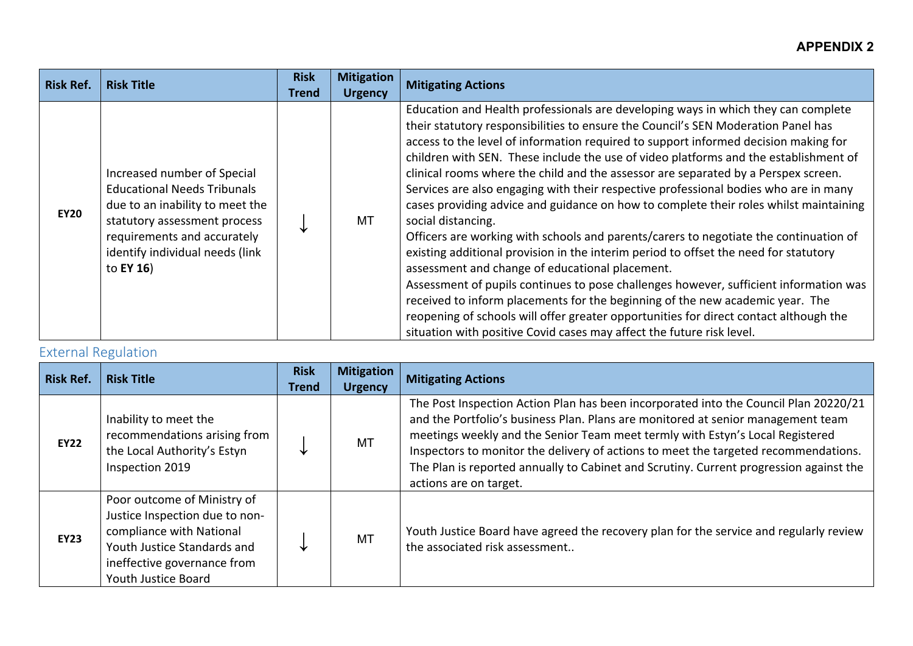**APPENDIX 2**

| Risk Ref. | Risk Title | Risk Trend | Mitigation Urgency | Mitigating Actions |
|---|---|---|---|---|
| **EY20** | Increased number of Special Educational Needs Tribunals due to an inability to meet the statutory assessment process requirements and accurately identify individual needs (link to **EY 16**) | ↓ | MT | Education and Health professionals are developing ways in which they can complete their statutory responsibilities to ensure the Council's SEN Moderation Panel has access to the level of information required to support informed decision making for children with SEN. These include the use of video platforms and the establishment of clinical rooms where the child and the assessor are separated by a Perspex screen. Services are also engaging with their respective professional bodies who are in many cases providing advice and guidance on how to complete their roles whilst maintaining social distancing.<br>Officers are working with schools and parents/carers to negotiate the continuation of existing additional provision in the interim period to offset the need for statutory assessment and change of educational placement.<br>Assessment of pupils continues to pose challenges however, sufficient information was received to inform placements for the beginning of the new academic year. The reopening of schools will offer greater opportunities for direct contact although the situation with positive Covid cases may affect the future risk level. |

## External Regulation

| Risk Ref. | Risk Title | Risk Trend | Mitigation Urgency | Mitigating Actions |
|---|---|---|---|---|
| **EY22** | Inability to meet the recommendations arising from the Local Authority's Estyn Inspection 2019 | ↓ | MT | The Post Inspection Action Plan has been incorporated into the Council Plan 20220/21 and the Portfolio's business Plan. Plans are monitored at senior management team meetings weekly and the Senior Team meet termly with Estyn's Local Registered Inspectors to monitor the delivery of actions to meet the targeted recommendations. The Plan is reported annually to Cabinet and Scrutiny. Current progression against the actions are on target. |
| **EY23** | Poor outcome of Ministry of Justice Inspection due to non-compliance with National Youth Justice Standards and ineffective governance from Youth Justice Board | ↓ | MT | Youth Justice Board have agreed the recovery plan for the service and regularly review the associated risk assessment.. |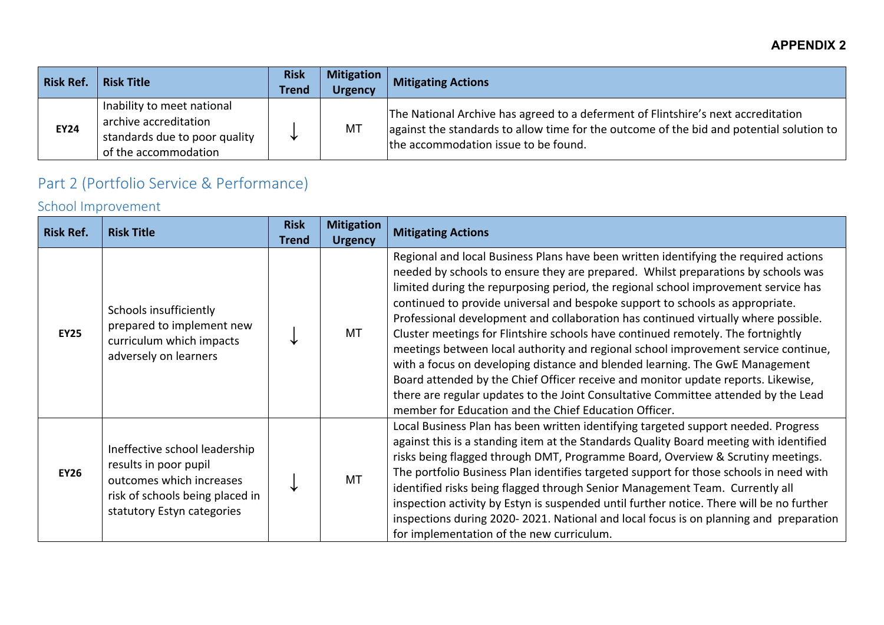**APPENDIX 2**

| Risk Ref. | Risk Title | Risk Trend | Mitigation Urgency | Mitigating Actions |
|---|---|---|---|---|
| **EY24** | Inability to meet national archive accreditation standards due to poor quality of the accommodation | ↓ | MT | The National Archive has agreed to a deferment of Flintshire's next accreditation against the standards to allow time for the outcome of the bid and potential solution to the accommodation issue to be found. |

## Part 2 (Portfolio Service & Performance)

### School Improvement

| Risk Ref. | Risk Title | Risk Trend | Mitigation Urgency | Mitigating Actions |
|---|---|---|---|---|
| **EY25** | Schools insufficiently prepared to implement new curriculum which impacts adversely on learners | ↓ | MT | Regional and local Business Plans have been written identifying the required actions needed by schools to ensure they are prepared. Whilst preparations by schools was limited during the repurposing period, the regional school improvement service has continued to provide universal and bespoke support to schools as appropriate. Professional development and collaboration has continued virtually where possible. Cluster meetings for Flintshire schools have continued remotely. The fortnightly meetings between local authority and regional school improvement service continue, with a focus on developing distance and blended learning. The GwE Management Board attended by the Chief Officer receive and monitor update reports. Likewise, there are regular updates to the Joint Consultative Committee attended by the Lead member for Education and the Chief Education Officer. |
| **EY26** | Ineffective school leadership results in poor pupil outcomes which increases risk of schools being placed in statutory Estyn categories | ↓ | MT | Local Business Plan has been written identifying targeted support needed. Progress against this is a standing item at the Standards Quality Board meeting with identified risks being flagged through DMT, Programme Board, Overview & Scrutiny meetings. The portfolio Business Plan identifies targeted support for those schools in need with identified risks being flagged through Senior Management Team. Currently all inspection activity by Estyn is suspended until further notice. There will be no further inspections during 2020- 2021. National and local focus is on planning and preparation for implementation of the new curriculum. |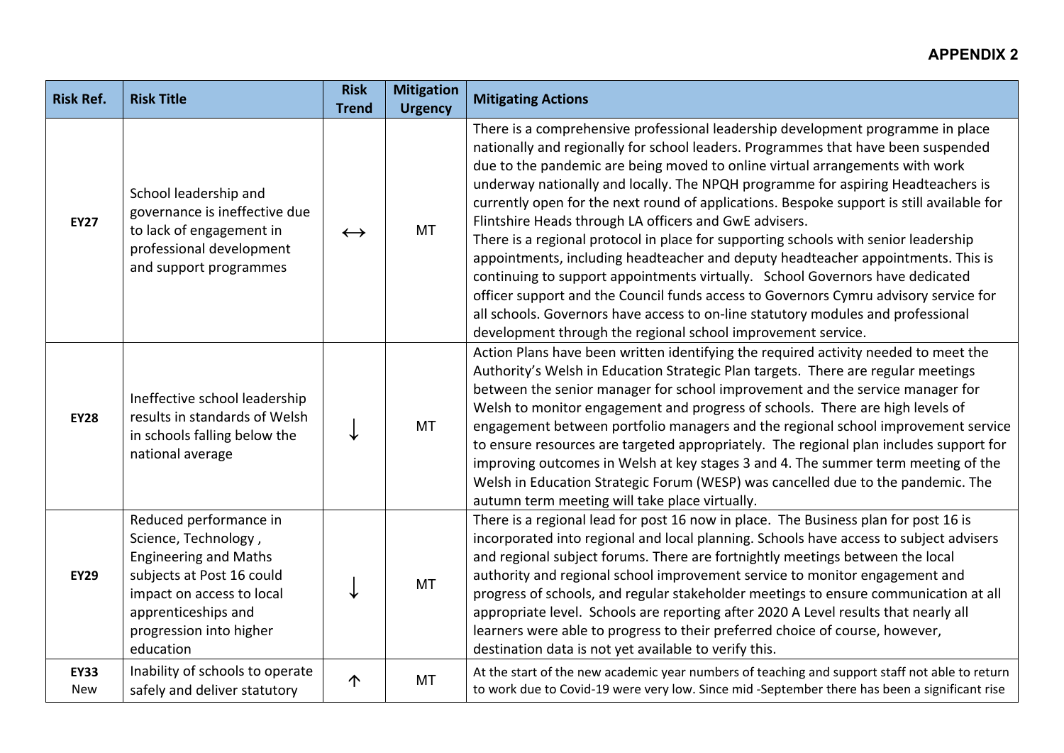**APPENDIX 2**

| Risk Ref. | Risk Title | Risk Trend | Mitigation Urgency | Mitigating Actions |
|---|---|---|---|---|
| **EY27** | School leadership and governance is ineffective due to lack of engagement in professional development and support programmes | ↔ | MT | There is a comprehensive professional leadership development programme in place nationally and regionally for school leaders. Programmes that have been suspended due to the pandemic are being moved to online virtual arrangements with work underway nationally and locally. The NPQH programme for aspiring Headteachers is currently open for the next round of applications. Bespoke support is still available for Flintshire Heads through LA officers and GwE advisers. There is a regional protocol in place for supporting schools with senior leadership appointments, including headteacher and deputy headteacher appointments. This is continuing to support appointments virtually. School Governors have dedicated officer support and the Council funds access to Governors Cymru advisory service for all schools. Governors have access to on-line statutory modules and professional development through the regional school improvement service. |
| **EY28** | Ineffective school leadership results in standards of Welsh in schools falling below the national average | ↓ | MT | Action Plans have been written identifying the required activity needed to meet the Authority's Welsh in Education Strategic Plan targets. There are regular meetings between the senior manager for school improvement and the service manager for Welsh to monitor engagement and progress of schools. There are high levels of engagement between portfolio managers and the regional school improvement service to ensure resources are targeted appropriately. The regional plan includes support for improving outcomes in Welsh at key stages 3 and 4. The summer term meeting of the Welsh in Education Strategic Forum (WESP) was cancelled due to the pandemic. The autumn term meeting will take place virtually. |
| **EY29** | Reduced performance in Science, Technology , Engineering and Maths subjects at Post 16 could impact on access to local apprenticeships and progression into higher education | ↓ | MT | There is a regional lead for post 16 now in place. The Business plan for post 16 is incorporated into regional and local planning. Schools have access to subject advisers and regional subject forums. There are fortnightly meetings between the local authority and regional school improvement service to monitor engagement and progress of schools, and regular stakeholder meetings to ensure communication at all appropriate level. Schools are reporting after 2020 A Level results that nearly all learners were able to progress to their preferred choice of course, however, destination data is not yet available to verify this. |
| **EY33** New | Inability of schools to operate safely and deliver statutory | ↑ | MT | At the start of the new academic year numbers of teaching and support staff not able to return to work due to Covid-19 were very low. Since mid -September there has been a significant rise |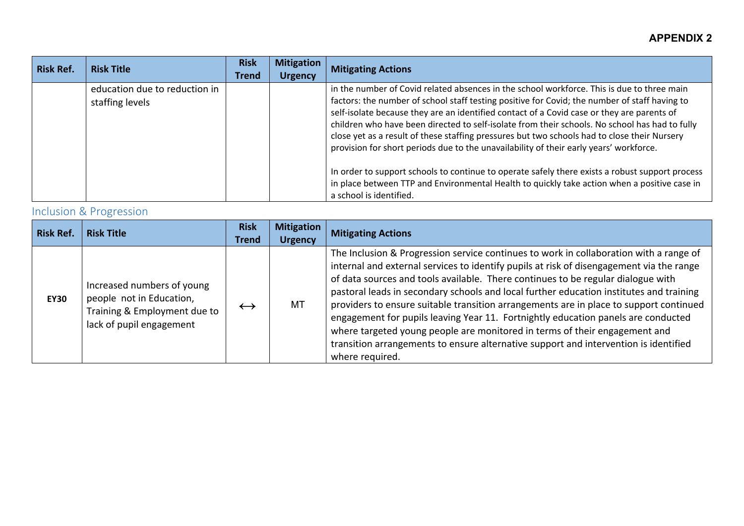## APPENDIX 2

| Risk Ref. | Risk Title | Risk Trend | Mitigation Urgency | Mitigating Actions |
|---|---|---|---|---|
| | education due to reduction in staffing levels | | | in the number of Covid related absences in the school workforce. This is due to three main factors: the number of school staff testing positive for Covid; the number of staff having to self-isolate because they are an identified contact of a Covid case or they are parents of children who have been directed to self-isolate from their schools. No school has had to fully close yet as a result of these staffing pressures but two schools had to close their Nursery provision for short periods due to the unavailability of their early years' workforce.<br><br>In order to support schools to continue to operate safely there exists a robust support process in place between TTP and Environmental Health to quickly take action when a positive case in a school is identified. |

### Inclusion & Progression

| Risk Ref. | Risk Title | Risk Trend | Mitigation Urgency | Mitigating Actions |
|---|---|---|---|---|
| **EY30** | Increased numbers of young people not in Education, Training & Employment due to lack of pupil engagement | ↔ | MT | The Inclusion & Progression service continues to work in collaboration with a range of internal and external services to identify pupils at risk of disengagement via the range of data sources and tools available. There continues to be regular dialogue with pastoral leads in secondary schools and local further education institutes and training providers to ensure suitable transition arrangements are in place to support continued engagement for pupils leaving Year 11. Fortnightly education panels are conducted where targeted young people are monitored in terms of their engagement and transition arrangements to ensure alternative support and intervention is identified where required. |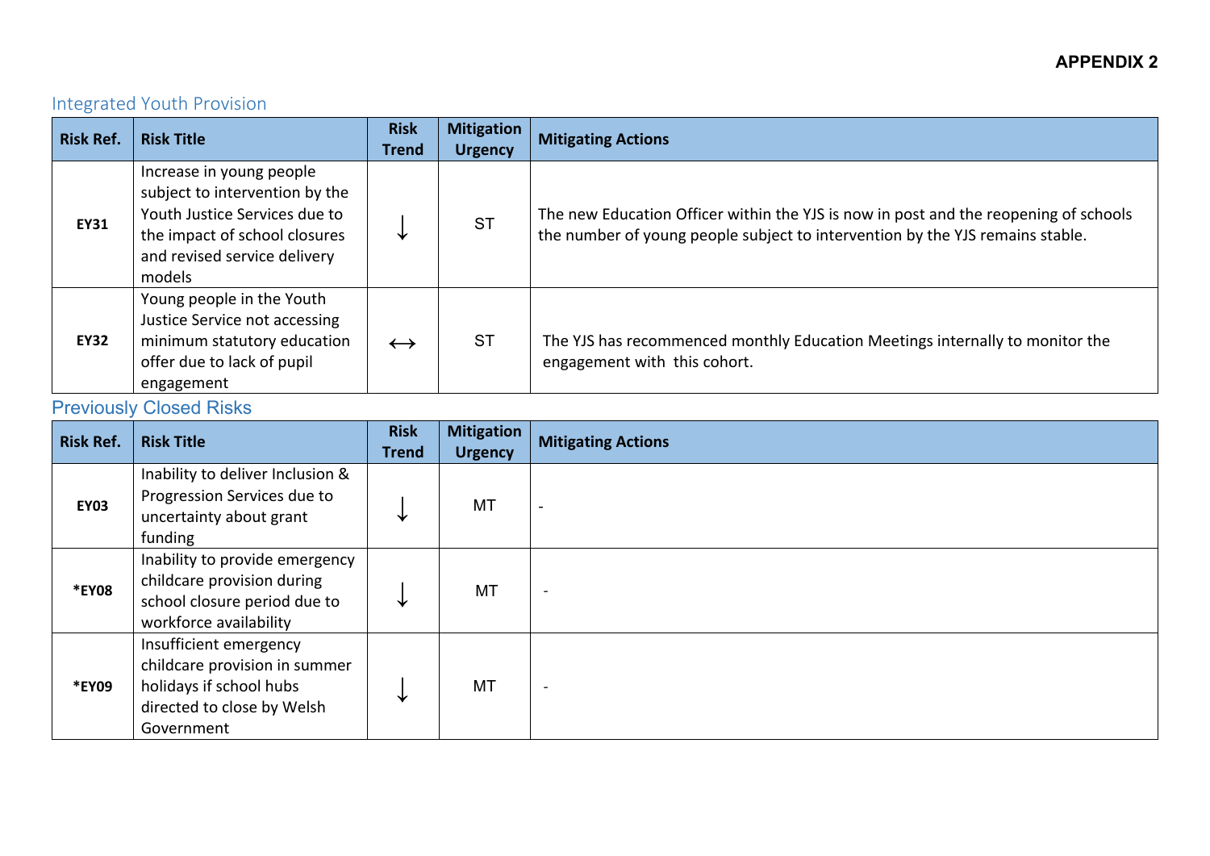**APPENDIX 2**

## Integrated Youth Provision

| Risk Ref. | Risk Title | Risk Trend | Mitigation Urgency | Mitigating Actions |
|---|---|---|---|---|
| **EY31** | Increase in young people subject to intervention by the Youth Justice Services due to the impact of school closures and revised service delivery models | ↓ | ST | The new Education Officer within the YJS is now in post and the reopening of schools the number of young people subject to intervention by the YJS remains stable. |
| **EY32** | Young people in the Youth Justice Service not accessing minimum statutory education offer due to lack of pupil engagement | ↔ | ST | The YJS has recommenced monthly Education Meetings internally to monitor the engagement with this cohort. |

## Previously Closed Risks

| Risk Ref. | Risk Title | Risk Trend | Mitigation Urgency | Mitigating Actions |
|---|---|---|---|---|
| **EY03** | Inability to deliver Inclusion & Progression Services due to uncertainty about grant funding | ↓ | MT | - |
| ***EY08** | Inability to provide emergency childcare provision during school closure period due to workforce availability | ↓ | MT | - |
| ***EY09** | Insufficient emergency childcare provision in summer holidays if school hubs directed to close by Welsh Government | ↓ | MT | - |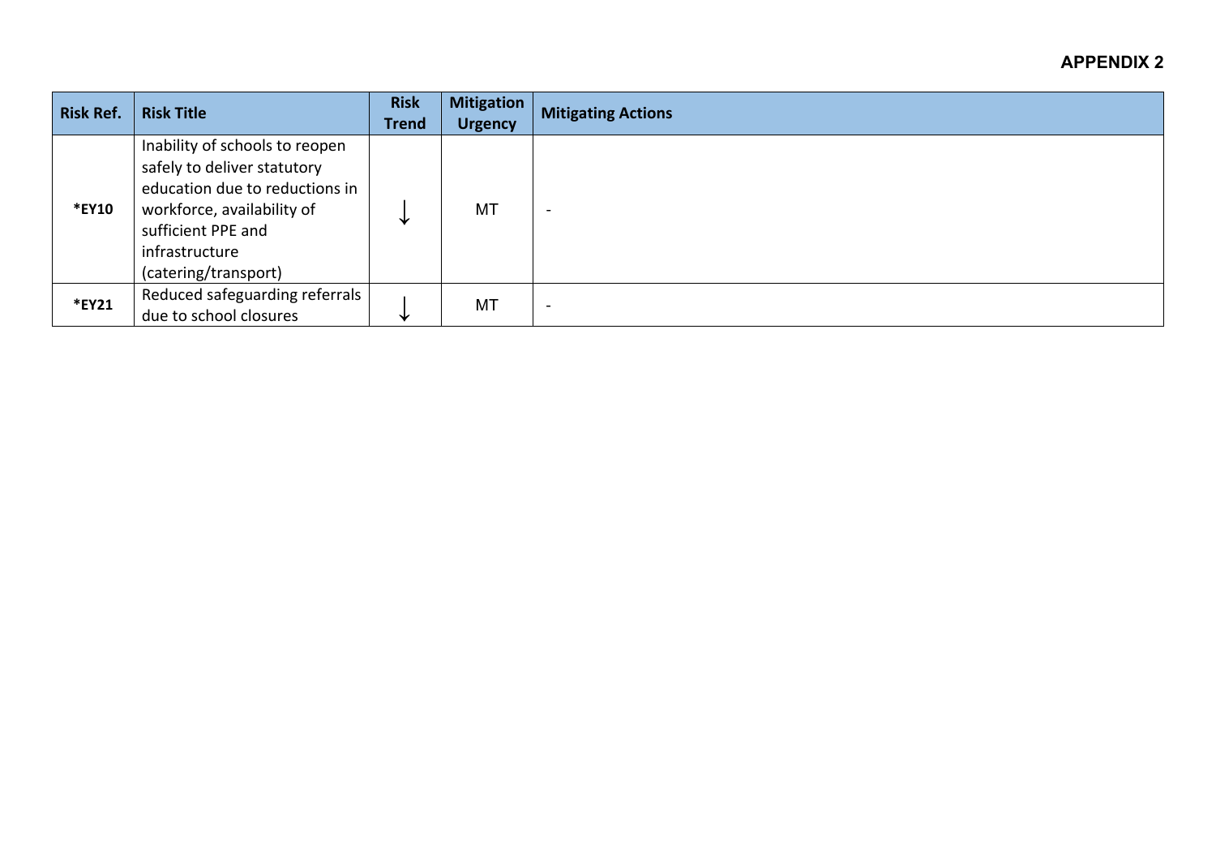**APPENDIX 2**

| Risk Ref. | Risk Title | Risk Trend | Mitigation Urgency | Mitigating Actions |
|---|---|---|---|---|
| *EY10 | Inability of schools to reopen safely to deliver statutory education due to reductions in workforce, availability of sufficient PPE and infrastructure (catering/transport) | ↓ | MT | - |
| *EY21 | Reduced safeguarding referrals due to school closures | ↓ | MT | - |